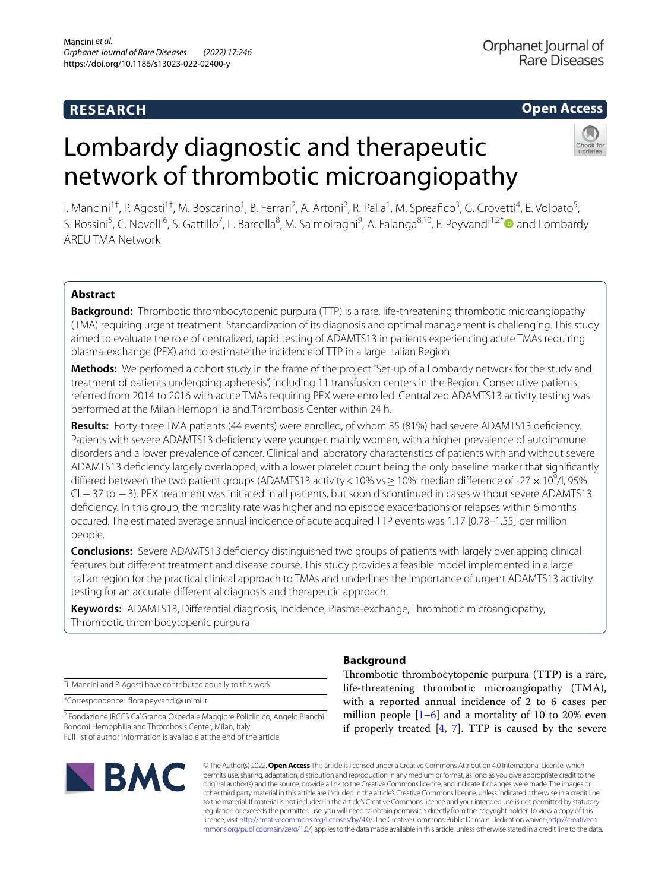RESEARCH

Open Access

# Lombardy diagnostic and therapeutic network of thrombotic microangiopathy

I. Mancini[1†], P. Agosti[1†], M. Boscarino[1], B. Ferrari[2], A. Artoni[2], R. Palla[1], M. Spreafico[3], G. Crovetti[4], E. Volpato[5], S. Rossini[5], C. Novelli[6], S. Gattillo[7], L. Barcella[8], M. Salmoiraghi[9], A. Falanga[8,10], F. Peyvandi[1,2*] and Lombardy AREU TMA Network

## Abstract

**Background:** Thrombotic thrombocytopenic purpura (TTP) is a rare, life-threatening thrombotic microangiopathy (TMA) requiring urgent treatment. Standardization of its diagnosis and optimal management is challenging. This study aimed to evaluate the role of centralized, rapid testing of ADAMTS13 in patients experiencing acute TMAs requiring plasma-exchange (PEX) and to estimate the incidence of TTP in a large Italian Region.

**Methods:** We perfomed a cohort study in the frame of the project "Set-up of a Lombardy network for the study and treatment of patients undergoing apheresis", including 11 transfusion centers in the Region. Consecutive patients referred from 2014 to 2016 with acute TMAs requiring PEX were enrolled. Centralized ADAMTS13 activity testing was performed at the Milan Hemophilia and Thrombosis Center within 24 h.

**Results:** Forty-three TMA patients (44 events) were enrolled, of whom 35 (81%) had severe ADAMTS13 deficiency. Patients with severe ADAMTS13 deficiency were younger, mainly women, with a higher prevalence of autoimmune disorders and a lower prevalence of cancer. Clinical and laboratory characteristics of patients with and without severe ADAMTS13 deficiency largely overlapped, with a lower platelet count being the only baseline marker that significantly differed between the two patient groups (ADAMTS13 activity < 10% vs ≥ 10%: median difference of -27 × $10^9$/l, 95% CI − 37 to − 3). PEX treatment was initiated in all patients, but soon discontinued in cases without severe ADAMTS13 deficiency. In this group, the mortality rate was higher and no episode exacerbations or relapses within 6 months occured. The estimated average annual incidence of acute acquired TTP events was 1.17 [0.78–1.55] per million people.

**Conclusions:** Severe ADAMTS13 deficiency distinguished two groups of patients with largely overlapping clinical features but different treatment and disease course. This study provides a feasible model implemented in a large Italian region for the practical clinical approach to TMAs and underlines the importance of urgent ADAMTS13 activity testing for an accurate differential diagnosis and therapeutic approach.

**Keywords:** ADAMTS13, Differential diagnosis, Incidence, Plasma-exchange, Thrombotic microangiopathy, Thrombotic thrombocytopenic purpura

## Background

Thrombotic thrombocytopenic purpura (TTP) is a rare, life-threatening thrombotic microangiopathy (TMA), with a reported annual incidence of 2 to 6 cases per million people [1–6] and a mortality of 10 to 20% even if properly treated [4, 7]. TTP is caused by the severe

†I. Mancini and P. Agosti have contributed equally to this work

*Correspondence: flora.peyvandi@unimi.it

[2] Fondazione IRCCS Ca' Granda Ospedale Maggiore Policlinico, Angelo Bianchi Bonomi Hemophilia and Thrombosis Center, Milan, Italy

Full list of author information is available at the end of the article

© The Author(s) 2022. **Open Access** This article is licensed under a Creative Commons Attribution 4.0 International License, which permits use, sharing, adaptation, distribution and reproduction in any medium or format, as long as you give appropriate credit to the original author(s) and the source, provide a link to the Creative Commons licence, and indicate if changes were made. The images or other third party material in this article are included in the article's Creative Commons licence, unless indicated otherwise in a credit line to the material. If material is not included in the article's Creative Commons licence and your intended use is not permitted by statutory regulation or exceeds the permitted use, you will need to obtain permission directly from the copyright holder. To view a copy of this licence, visit http://creativecommons.org/licenses/by/4.0/. The Creative Commons Public Domain Dedication waiver (http://creativecommons.org/publicdomain/zero/1.0/) applies to the data made available in this article, unless otherwise stated in a credit line to the data.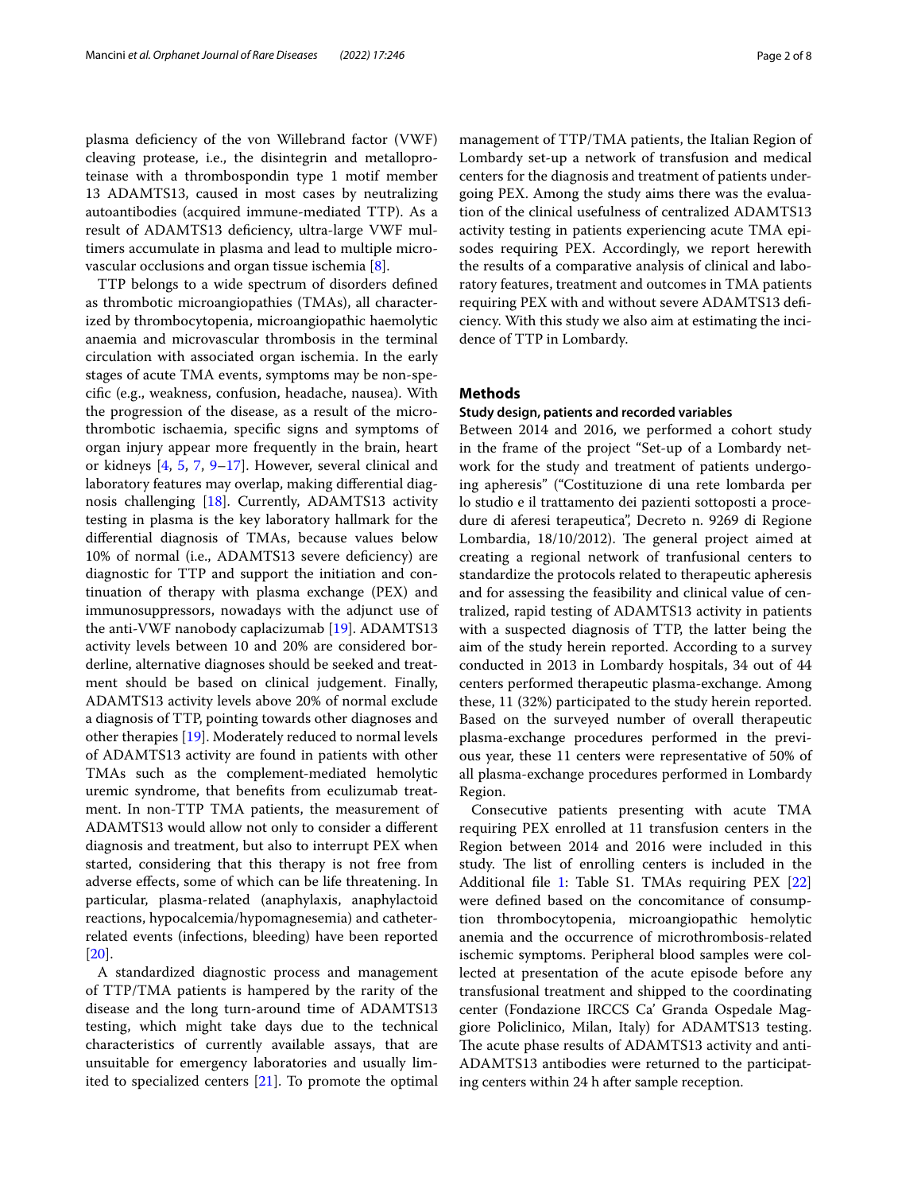plasma deficiency of the von Willebrand factor (VWF) cleaving protease, i.e., the disintegrin and metalloproteinase with a thrombospondin type 1 motif member 13 ADAMTS13, caused in most cases by neutralizing autoantibodies (acquired immune-mediated TTP). As a result of ADAMTS13 deficiency, ultra-large VWF multimers accumulate in plasma and lead to multiple microvascular occlusions and organ tissue ischemia [8].

TTP belongs to a wide spectrum of disorders defined as thrombotic microangiopathies (TMAs), all characterized by thrombocytopenia, microangiopathic haemolytic anaemia and microvascular thrombosis in the terminal circulation with associated organ ischemia. In the early stages of acute TMA events, symptoms may be non-specific (e.g., weakness, confusion, headache, nausea). With the progression of the disease, as a result of the microthrombotic ischaemia, specific signs and symptoms of organ injury appear more frequently in the brain, heart or kidneys [4, 5, 7, 9–17]. However, several clinical and laboratory features may overlap, making differential diagnosis challenging [18]. Currently, ADAMTS13 activity testing in plasma is the key laboratory hallmark for the differential diagnosis of TMAs, because values below 10% of normal (i.e., ADAMTS13 severe deficiency) are diagnostic for TTP and support the initiation and continuation of therapy with plasma exchange (PEX) and immunosuppressors, nowadays with the adjunct use of the anti-VWF nanobody caplacizumab [19]. ADAMTS13 activity levels between 10 and 20% are considered borderline, alternative diagnoses should be seeked and treatment should be based on clinical judgement. Finally, ADAMTS13 activity levels above 20% of normal exclude a diagnosis of TTP, pointing towards other diagnoses and other therapies [19]. Moderately reduced to normal levels of ADAMTS13 activity are found in patients with other TMAs such as the complement-mediated hemolytic uremic syndrome, that benefits from eculizumab treatment. In non-TTP TMA patients, the measurement of ADAMTS13 would allow not only to consider a different diagnosis and treatment, but also to interrupt PEX when started, considering that this therapy is not free from adverse effects, some of which can be life threatening. In particular, plasma-related (anaphylaxis, anaphylactoid reactions, hypocalcemia/hypomagnesemia) and catheter-related events (infections, bleeding) have been reported [20].

A standardized diagnostic process and management of TTP/TMA patients is hampered by the rarity of the disease and the long turn-around time of ADAMTS13 testing, which might take days due to the technical characteristics of currently available assays, that are unsuitable for emergency laboratories and usually limited to specialized centers [21]. To promote the optimal management of TTP/TMA patients, the Italian Region of Lombardy set-up a network of transfusion and medical centers for the diagnosis and treatment of patients undergoing PEX. Among the study aims there was the evaluation of the clinical usefulness of centralized ADAMTS13 activity testing in patients experiencing acute TMA episodes requiring PEX. Accordingly, we report herewith the results of a comparative analysis of clinical and laboratory features, treatment and outcomes in TMA patients requiring PEX with and without severe ADAMTS13 deficiency. With this study we also aim at estimating the incidence of TTP in Lombardy.

## Methods

### Study design, patients and recorded variables

Between 2014 and 2016, we performed a cohort study in the frame of the project "Set-up of a Lombardy network for the study and treatment of patients undergoing apheresis" ("Costituzione di una rete lombarda per lo studio e il trattamento dei pazienti sottoposti a procedure di aferesi terapeutica", Decreto n. 9269 di Regione Lombardia, 18/10/2012). The general project aimed at creating a regional network of tranfusional centers to standardize the protocols related to therapeutic apheresis and for assessing the feasibility and clinical value of centralized, rapid testing of ADAMTS13 activity in patients with a suspected diagnosis of TTP, the latter being the aim of the study herein reported. According to a survey conducted in 2013 in Lombardy hospitals, 34 out of 44 centers performed therapeutic plasma-exchange. Among these, 11 (32%) participated to the study herein reported. Based on the surveyed number of overall therapeutic plasma-exchange procedures performed in the previous year, these 11 centers were representative of 50% of all plasma-exchange procedures performed in Lombardy Region.

Consecutive patients presenting with acute TMA requiring PEX enrolled at 11 transfusion centers in the Region between 2014 and 2016 were included in this study. The list of enrolling centers is included in the Additional file 1: Table S1. TMAs requiring PEX [22] were defined based on the concomitance of consumption thrombocytopenia, microangiopathic hemolytic anemia and the occurrence of microthrombosis-related ischemic symptoms. Peripheral blood samples were collected at presentation of the acute episode before any transfusional treatment and shipped to the coordinating center (Fondazione IRCCS Ca' Granda Ospedale Maggiore Policlinico, Milan, Italy) for ADAMTS13 testing. The acute phase results of ADAMTS13 activity and anti-ADAMTS13 antibodies were returned to the participating centers within 24 h after sample reception.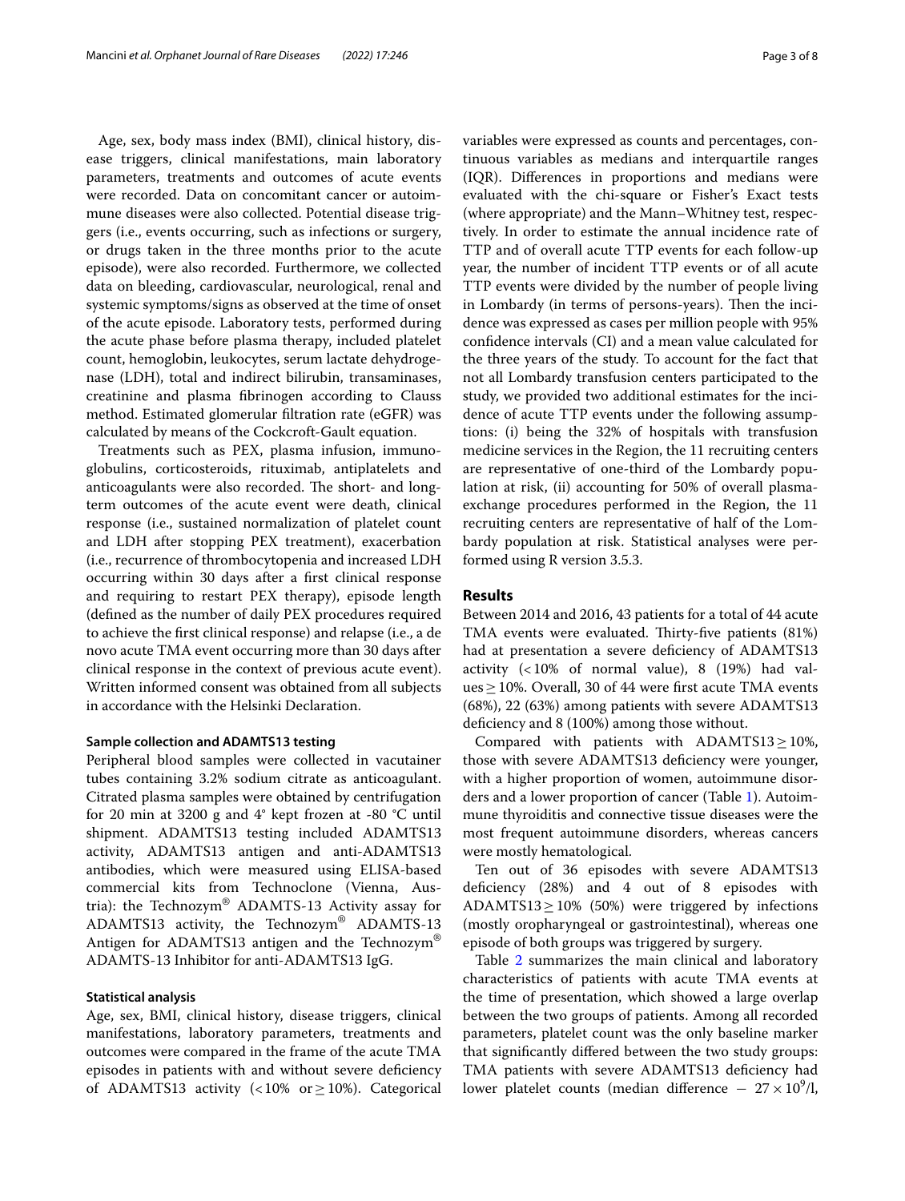Age, sex, body mass index (BMI), clinical history, disease triggers, clinical manifestations, main laboratory parameters, treatments and outcomes of acute events were recorded. Data on concomitant cancer or autoimmune diseases were also collected. Potential disease triggers (i.e., events occurring, such as infections or surgery, or drugs taken in the three months prior to the acute episode), were also recorded. Furthermore, we collected data on bleeding, cardiovascular, neurological, renal and systemic symptoms/signs as observed at the time of onset of the acute episode. Laboratory tests, performed during the acute phase before plasma therapy, included platelet count, hemoglobin, leukocytes, serum lactate dehydrogenase (LDH), total and indirect bilirubin, transaminases, creatinine and plasma fibrinogen according to Clauss method. Estimated glomerular filtration rate (eGFR) was calculated by means of the Cockcroft-Gault equation.

Treatments such as PEX, plasma infusion, immunoglobulins, corticosteroids, rituximab, antiplatelets and anticoagulants were also recorded. The short- and long-term outcomes of the acute event were death, clinical response (i.e., sustained normalization of platelet count and LDH after stopping PEX treatment), exacerbation (i.e., recurrence of thrombocytopenia and increased LDH occurring within 30 days after a first clinical response and requiring to restart PEX therapy), episode length (defined as the number of daily PEX procedures required to achieve the first clinical response) and relapse (i.e., a de novo acute TMA event occurring more than 30 days after clinical response in the context of previous acute event). Written informed consent was obtained from all subjects in accordance with the Helsinki Declaration.

### Sample collection and ADAMTS13 testing

Peripheral blood samples were collected in vacutainer tubes containing 3.2% sodium citrate as anticoagulant. Citrated plasma samples were obtained by centrifugation for 20 min at 3200 g and 4° kept frozen at -80 °C until shipment. ADAMTS13 testing included ADAMTS13 activity, ADAMTS13 antigen and anti-ADAMTS13 antibodies, which were measured using ELISA-based commercial kits from Technoclone (Vienna, Austria): the Technozym® ADAMTS-13 Activity assay for ADAMTS13 activity, the Technozym® ADAMTS-13 Antigen for ADAMTS13 antigen and the Technozym® ADAMTS-13 Inhibitor for anti-ADAMTS13 IgG.

### Statistical analysis

Age, sex, BMI, clinical history, disease triggers, clinical manifestations, laboratory parameters, treatments and outcomes were compared in the frame of the acute TMA episodes in patients with and without severe deficiency of ADAMTS13 activity ($<10\%$ or $\geq 10\%$). Categorical variables were expressed as counts and percentages, continuous variables as medians and interquartile ranges (IQR). Differences in proportions and medians were evaluated with the chi-square or Fisher's Exact tests (where appropriate) and the Mann–Whitney test, respectively. In order to estimate the annual incidence rate of TTP and of overall acute TTP events for each follow-up year, the number of incident TTP events or of all acute TTP events were divided by the number of people living in Lombardy (in terms of persons-years). Then the incidence was expressed as cases per million people with 95% confidence intervals (CI) and a mean value calculated for the three years of the study. To account for the fact that not all Lombardy transfusion centers participated to the study, we provided two additional estimates for the incidence of acute TTP events under the following assumptions: (i) being the 32% of hospitals with transfusion medicine services in the Region, the 11 recruiting centers are representative of one-third of the Lombardy population at risk, (ii) accounting for 50% of overall plasma-exchange procedures performed in the Region, the 11 recruiting centers are representative of half of the Lombardy population at risk. Statistical analyses were performed using R version 3.5.3.

## Results

Between 2014 and 2016, 43 patients for a total of 44 acute TMA events were evaluated. Thirty-five patients (81%) had at presentation a severe deficiency of ADAMTS13 activity ($<10\%$ of normal value), 8 (19%) had values $\geq 10\%$. Overall, 30 of 44 were first acute TMA events (68%), 22 (63%) among patients with severe ADAMTS13 deficiency and 8 (100%) among those without.

Compared with patients with ADAMTS13 $\geq 10\%$, those with severe ADAMTS13 deficiency were younger, with a higher proportion of women, autoimmune disorders and a lower proportion of cancer (Table 1). Autoimmune thyroiditis and connective tissue diseases were the most frequent autoimmune disorders, whereas cancers were mostly hematological.

Ten out of 36 episodes with severe ADAMTS13 deficiency (28%) and 4 out of 8 episodes with ADAMTS13 $\geq 10\%$ (50%) were triggered by infections (mostly oropharyngeal or gastrointestinal), whereas one episode of both groups was triggered by surgery.

Table 2 summarizes the main clinical and laboratory characteristics of patients with acute TMA events at the time of presentation, which showed a large overlap between the two groups of patients. Among all recorded parameters, platelet count was the only baseline marker that significantly differed between the two study groups: TMA patients with severe ADAMTS13 deficiency had lower platelet counts (median difference $-27 \times 10^9$/l,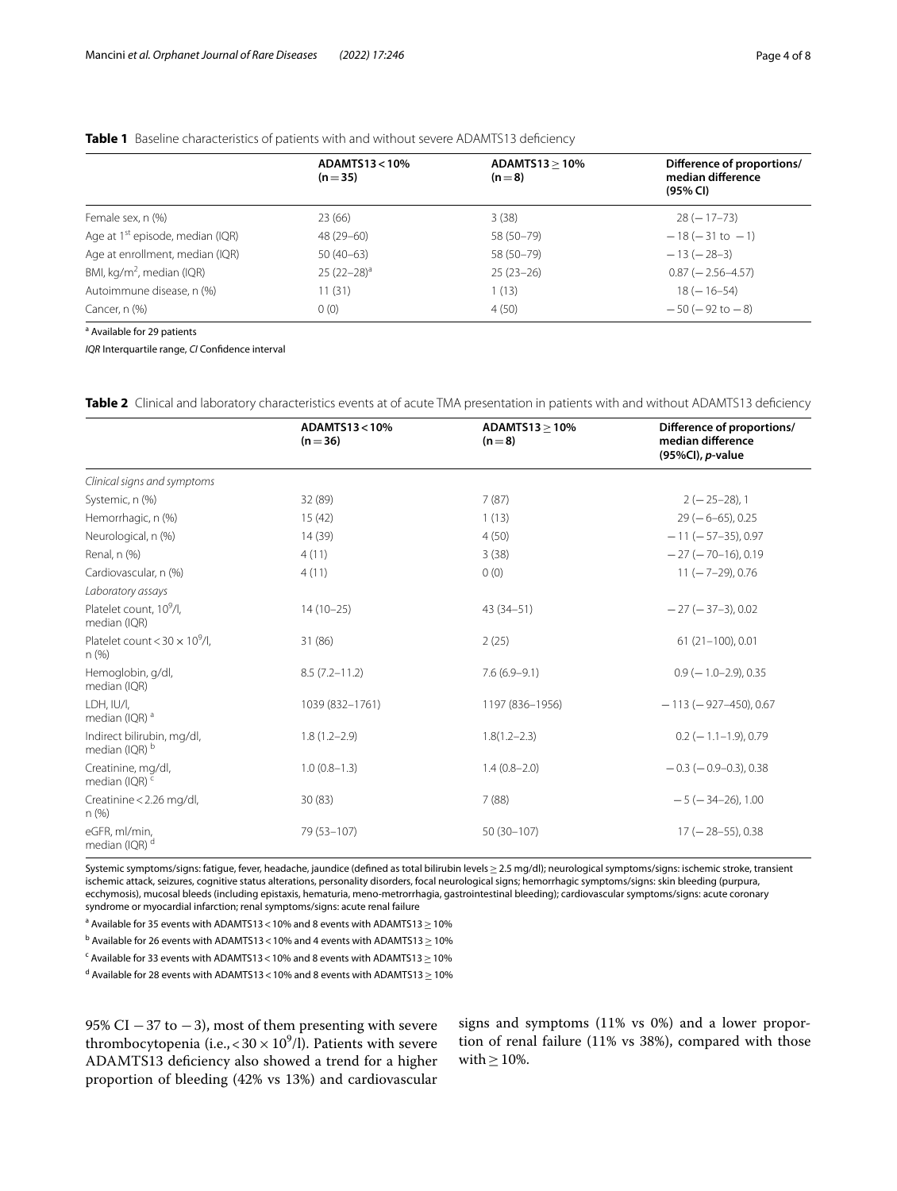**Table 1** Baseline characteristics of patients with and without severe ADAMTS13 deficiency

| | ADAMTS13 < 10% (n = 35) | ADAMTS13 ≥ 10% (n = 8) | Difference of proportions/ median difference (95% CI) |
|---|---|---|---|
| Female sex, n (%) | 23 (66) | 3 (38) | 28 (− 17–73) |
| Age at 1st episode, median (IQR) | 48 (29–60) | 58 (50–79) | − 18 (− 31 to − 1) |
| Age at enrollment, median (IQR) | 50 (40–63) | 58 (50–79) | − 13 (− 28–3) |
| BMI, kg/m², median (IQR) | 25 (22–28)[a] | 25 (23–26) | 0.87 (− 2.56–4.57) |
| Autoimmune disease, n (%) | 11 (31) | 1 (13) | 18 (− 16–54) |
| Cancer, n (%) | 0 (0) | 4 (50) | − 50 (− 92 to − 8) |

[a] Available for 29 patients

*IQR* Interquartile range, *CI* Confidence interval

**Table 2** Clinical and laboratory characteristics events at of acute TMA presentation in patients with and without ADAMTS13 deficiency

| | ADAMTS13 < 10% (n = 36) | ADAMTS13 ≥ 10% (n = 8) | Difference of proportions/ median difference (95%CI), *p*-value |
|---|---|---|---|
| *Clinical signs and symptoms* | | | |
| Systemic, n (%) | 32 (89) | 7 (87) | 2 (− 25–28), 1 |
| Hemorrhagic, n (%) | 15 (42) | 1 (13) | 29 (− 6–65), 0.25 |
| Neurological, n (%) | 14 (39) | 4 (50) | − 11 (− 57–35), 0.97 |
| Renal, n (%) | 4 (11) | 3 (38) | − 27 (− 70–16), 0.19 |
| Cardiovascular, n (%) | 4 (11) | 0 (0) | 11 (− 7–29), 0.76 |
| *Laboratory assays* | | | |
| Platelet count, $10^9$/l, median (IQR) | 14 (10–25) | 43 (34–51) | − 27 (− 37–3), 0.02 |
| Platelet count < 30 × $10^9$/l, n (%) | 31 (86) | 2 (25) | 61 (21–100), 0.01 |
| Hemoglobin, g/dl, median (IQR) | 8.5 (7.2–11.2) | 7.6 (6.9–9.1) | 0.9 (− 1.0–2.9), 0.35 |
| LDH, IU/l, median (IQR) [a] | 1039 (832–1761) | 1197 (836–1956) | − 113 (− 927–450), 0.67 |
| Indirect bilirubin, mg/dl, median (IQR) [b] | 1.8 (1.2–2.9) | 1.8(1.2–2.3) | 0.2 (− 1.1–1.9), 0.79 |
| Creatinine, mg/dl, median (IQR) [c] | 1.0 (0.8–1.3) | 1.4 (0.8–2.0) | − 0.3 (− 0.9–0.3), 0.38 |
| Creatinine < 2.26 mg/dl, n (%) | 30 (83) | 7 (88) | − 5 (− 34–26), 1.00 |
| eGFR, ml/min, median (IQR) [d] | 79 (53–107) | 50 (30–107) | 17 (− 28–55), 0.38 |

Systemic symptoms/signs: fatigue, fever, headache, jaundice (defined as total bilirubin levels ≥ 2.5 mg/dl); neurological symptoms/signs: ischemic stroke, transient ischemic attack, seizures, cognitive status alterations, personality disorders, focal neurological signs; hemorrhagic symptoms/signs: skin bleeding (purpura, ecchymosis), mucosal bleeds (including epistaxis, hematuria, meno-metrorrhagia, gastrointestinal bleeding); cardiovascular symptoms/signs: acute coronary syndrome or myocardial infarction; renal symptoms/signs: acute renal failure

[a] Available for 35 events with ADAMTS13 < 10% and 8 events with ADAMTS13 ≥ 10%

[b] Available for 26 events with ADAMTS13 < 10% and 4 events with ADAMTS13 ≥ 10%

[c] Available for 33 events with ADAMTS13 < 10% and 8 events with ADAMTS13 ≥ 10%

[d] Available for 28 events with ADAMTS13 < 10% and 8 events with ADAMTS13 ≥ 10%

95% CI − 37 to − 3), most of them presenting with severe thrombocytopenia (i.e., < 30 × $10^9$/l). Patients with severe ADAMTS13 deficiency also showed a trend for a higher proportion of bleeding (42% vs 13%) and cardiovascular signs and symptoms (11% vs 0%) and a lower proportion of renal failure (11% vs 38%), compared with those with ≥ 10%.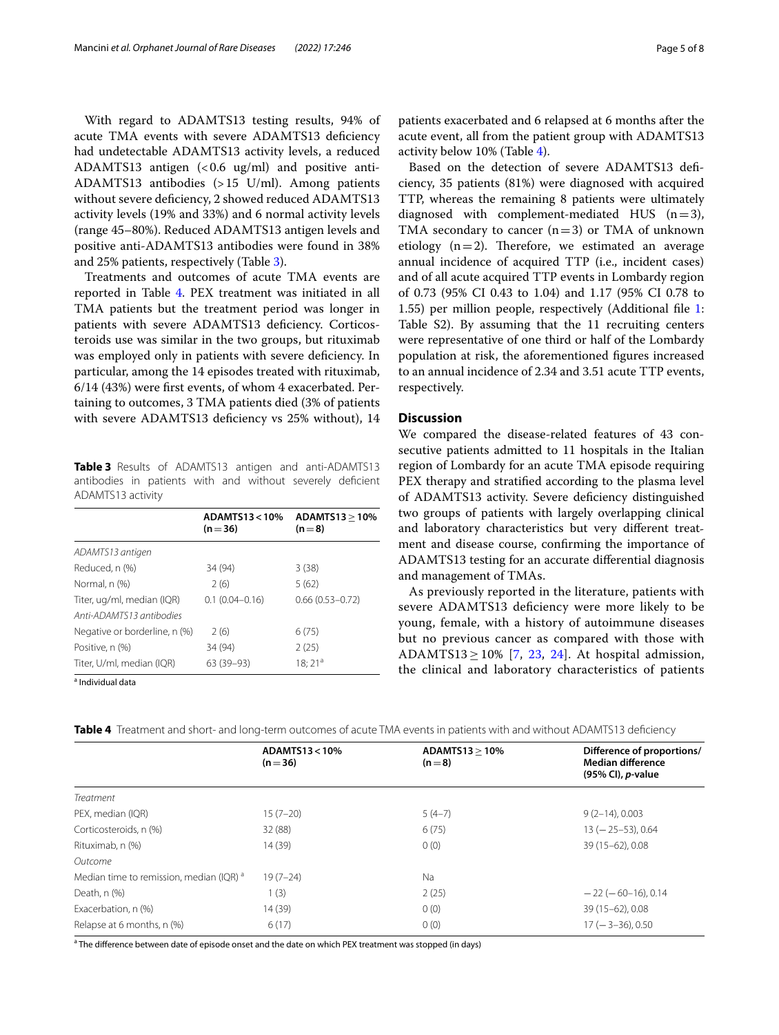With regard to ADAMTS13 testing results, 94% of acute TMA events with severe ADAMTS13 deficiency had undetectable ADAMTS13 activity levels, a reduced ADAMTS13 antigen (<0.6 ug/ml) and positive anti-ADAMTS13 antibodies (>15 U/ml). Among patients without severe deficiency, 2 showed reduced ADAMTS13 activity levels (19% and 33%) and 6 normal activity levels (range 45–80%). Reduced ADAMTS13 antigen levels and positive anti-ADAMTS13 antibodies were found in 38% and 25% patients, respectively (Table 3).

Treatments and outcomes of acute TMA events are reported in Table 4. PEX treatment was initiated in all TMA patients but the treatment period was longer in patients with severe ADAMTS13 deficiency. Corticosteroids use was similar in the two groups, but rituximab was employed only in patients with severe deficiency. In particular, among the 14 episodes treated with rituximab, 6/14 (43%) were first events, of whom 4 exacerbated. Pertaining to outcomes, 3 TMA patients died (3% of patients with severe ADAMTS13 deficiency vs 25% without), 14 patients exacerbated and 6 relapsed at 6 months after the acute event, all from the patient group with ADAMTS13 activity below 10% (Table 4).

**Table 3** Results of ADAMTS13 antigen and anti-ADAMTS13 antibodies in patients with and without severely deficient ADAMTS13 activity

| | ADAMTS13 < 10% (n = 36) | ADAMTS13 ≥ 10% (n = 8) |
|---|---|---|
| *ADAMTS13 antigen* | | |
| Reduced, n (%) | 34 (94) | 3 (38) |
| Normal, n (%) | 2 (6) | 5 (62) |
| Titer, ug/ml, median (IQR) | 0.1 (0.04–0.16) | 0.66 (0.53–0.72) |
| *Anti-ADAMTS13 antibodies* | | |
| Negative or borderline, n (%) | 2 (6) | 6 (75) |
| Positive, n (%) | 34 (94) | 2 (25) |
| Titer, U/ml, median (IQR) | 63 (39–93) | 18; 21[a] |

[a] Individual data

Based on the detection of severe ADAMTS13 deficiency, 35 patients (81%) were diagnosed with acquired TTP, whereas the remaining 8 patients were ultimately diagnosed with complement-mediated HUS (n = 3), TMA secondary to cancer (n = 3) or TMA of unknown etiology (n = 2). Therefore, we estimated an average annual incidence of acquired TTP (i.e., incident cases) and of all acute acquired TTP events in Lombardy region of 0.73 (95% CI 0.43 to 1.04) and 1.17 (95% CI 0.78 to 1.55) per million people, respectively (Additional file 1: Table S2). By assuming that the 11 recruiting centers were representative of one third or half of the Lombardy population at risk, the aforementioned figures increased to an annual incidence of 2.34 and 3.51 acute TTP events, respectively.

## Discussion

We compared the disease-related features of 43 consecutive patients admitted to 11 hospitals in the Italian region of Lombardy for an acute TMA episode requiring PEX therapy and stratified according to the plasma level of ADAMTS13 activity. Severe deficiency distinguished two groups of patients with largely overlapping clinical and laboratory characteristics but very different treatment and disease course, confirming the importance of ADAMTS13 testing for an accurate differential diagnosis and management of TMAs.

As previously reported in the literature, patients with severe ADAMTS13 deficiency were more likely to be young, female, with a history of autoimmune diseases but no previous cancer as compared with those with ADAMTS13 ≥ 10% [7, 23, 24]. At hospital admission, the clinical and laboratory characteristics of patients

**Table 4** Treatment and short- and long-term outcomes of acute TMA events in patients with and without ADAMTS13 deficiency

| | ADAMTS13 < 10% (n = 36) | ADAMTS13 ≥ 10% (n = 8) | Difference of proportions/ Median difference (95% CI), *p*-value |
|---|---|---|---|
| *Treatment* | | | |
| PEX, median (IQR) | 15 (7–20) | 5 (4–7) | 9 (2–14), 0.003 |
| Corticosteroids, n (%) | 32 (88) | 6 (75) | 13 (−25–53), 0.64 |
| Rituximab, n (%) | 14 (39) | 0 (0) | 39 (15–62), 0.08 |
| *Outcome* | | | |
| Median time to remission, median (IQR) [a] | 19 (7–24) | Na | |
| Death, n (%) | 1 (3) | 2 (25) | −22 (−60–16), 0.14 |
| Exacerbation, n (%) | 14 (39) | 0 (0) | 39 (15–62), 0.08 |
| Relapse at 6 months, n (%) | 6 (17) | 0 (0) | 17 (−3–36), 0.50 |

[a] The difference between date of episode onset and the date on which PEX treatment was stopped (in days)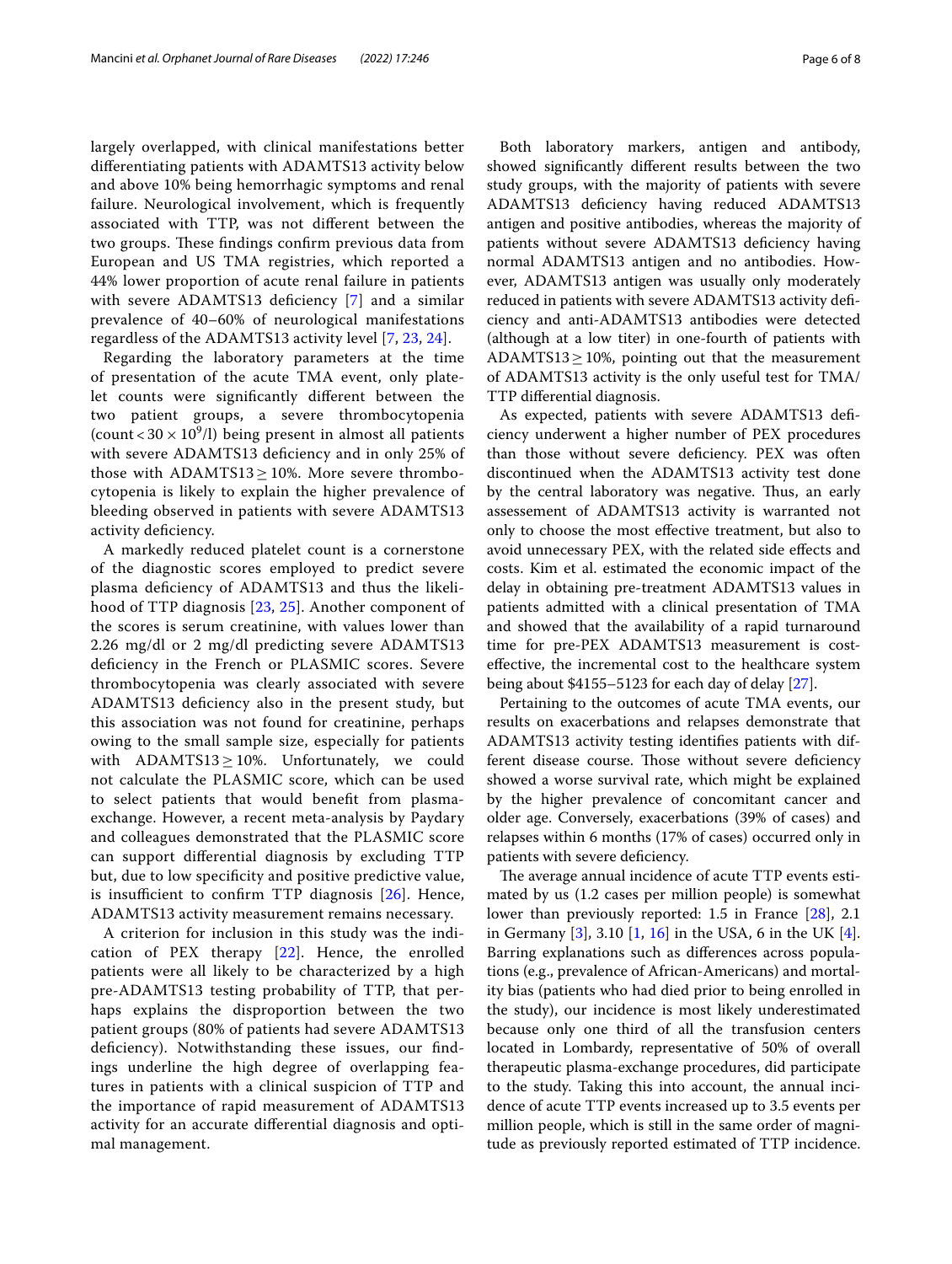largely overlapped, with clinical manifestations better differentiating patients with ADAMTS13 activity below and above 10% being hemorrhagic symptoms and renal failure. Neurological involvement, which is frequently associated with TTP, was not different between the two groups. These findings confirm previous data from European and US TMA registries, which reported a 44% lower proportion of acute renal failure in patients with severe ADAMTS13 deficiency [7] and a similar prevalence of 40–60% of neurological manifestations regardless of the ADAMTS13 activity level [7, 23, 24].

Regarding the laboratory parameters at the time of presentation of the acute TMA event, only platelet counts were significantly different between the two patient groups, a severe thrombocytopenia (count $< 30 \times 10^9$/l) being present in almost all patients with severe ADAMTS13 deficiency and in only 25% of those with ADAMTS13 $\geq$ 10%. More severe thrombocytopenia is likely to explain the higher prevalence of bleeding observed in patients with severe ADAMTS13 activity deficiency.

A markedly reduced platelet count is a cornerstone of the diagnostic scores employed to predict severe plasma deficiency of ADAMTS13 and thus the likelihood of TTP diagnosis [23, 25]. Another component of the scores is serum creatinine, with values lower than 2.26 mg/dl or 2 mg/dl predicting severe ADAMTS13 deficiency in the French or PLASMIC scores. Severe thrombocytopenia was clearly associated with severe ADAMTS13 deficiency also in the present study, but this association was not found for creatinine, perhaps owing to the small sample size, especially for patients with ADAMTS13 $\geq$ 10%. Unfortunately, we could not calculate the PLASMIC score, which can be used to select patients that would benefit from plasma-exchange. However, a recent meta-analysis by Paydary and colleagues demonstrated that the PLASMIC score can support differential diagnosis by excluding TTP but, due to low specificity and positive predictive value, is insufficient to confirm TTP diagnosis [26]. Hence, ADAMTS13 activity measurement remains necessary.

A criterion for inclusion in this study was the indication of PEX therapy [22]. Hence, the enrolled patients were all likely to be characterized by a high pre-ADAMTS13 testing probability of TTP, that perhaps explains the disproportion between the two patient groups (80% of patients had severe ADAMTS13 deficiency). Notwithstanding these issues, our findings underline the high degree of overlapping features in patients with a clinical suspicion of TTP and the importance of rapid measurement of ADAMTS13 activity for an accurate differential diagnosis and optimal management.

Both laboratory markers, antigen and antibody, showed significantly different results between the two study groups, with the majority of patients with severe ADAMTS13 deficiency having reduced ADAMTS13 antigen and positive antibodies, whereas the majority of patients without severe ADAMTS13 deficiency having normal ADAMTS13 antigen and no antibodies. However, ADAMTS13 antigen was usually only moderately reduced in patients with severe ADAMTS13 activity deficiency and anti-ADAMTS13 antibodies were detected (although at a low titer) in one-fourth of patients with ADAMTS13 $\geq$ 10%, pointing out that the measurement of ADAMTS13 activity is the only useful test for TMA/TTP differential diagnosis.

As expected, patients with severe ADAMTS13 deficiency underwent a higher number of PEX procedures than those without severe deficiency. PEX was often discontinued when the ADAMTS13 activity test done by the central laboratory was negative. Thus, an early assessement of ADAMTS13 activity is warranted not only to choose the most effective treatment, but also to avoid unnecessary PEX, with the related side effects and costs. Kim et al. estimated the economic impact of the delay in obtaining pre-treatment ADAMTS13 values in patients admitted with a clinical presentation of TMA and showed that the availability of a rapid turnaround time for pre-PEX ADAMTS13 measurement is cost-effective, the incremental cost to the healthcare system being about \$4155–5123 for each day of delay [27].

Pertaining to the outcomes of acute TMA events, our results on exacerbations and relapses demonstrate that ADAMTS13 activity testing identifies patients with different disease course. Those without severe deficiency showed a worse survival rate, which might be explained by the higher prevalence of concomitant cancer and older age. Conversely, exacerbations (39% of cases) and relapses within 6 months (17% of cases) occurred only in patients with severe deficiency.

The average annual incidence of acute TTP events estimated by us (1.2 cases per million people) is somewhat lower than previously reported: 1.5 in France [28], 2.1 in Germany [3], 3.10 [1, 16] in the USA, 6 in the UK [4]. Barring explanations such as differences across populations (e.g., prevalence of African-Americans) and mortality bias (patients who had died prior to being enrolled in the study), our incidence is most likely underestimated because only one third of all the transfusion centers located in Lombardy, representative of 50% of overall therapeutic plasma-exchange procedures, did participate to the study. Taking this into account, the annual incidence of acute TTP events increased up to 3.5 events per million people, which is still in the same order of magnitude as previously reported estimated of TTP incidence.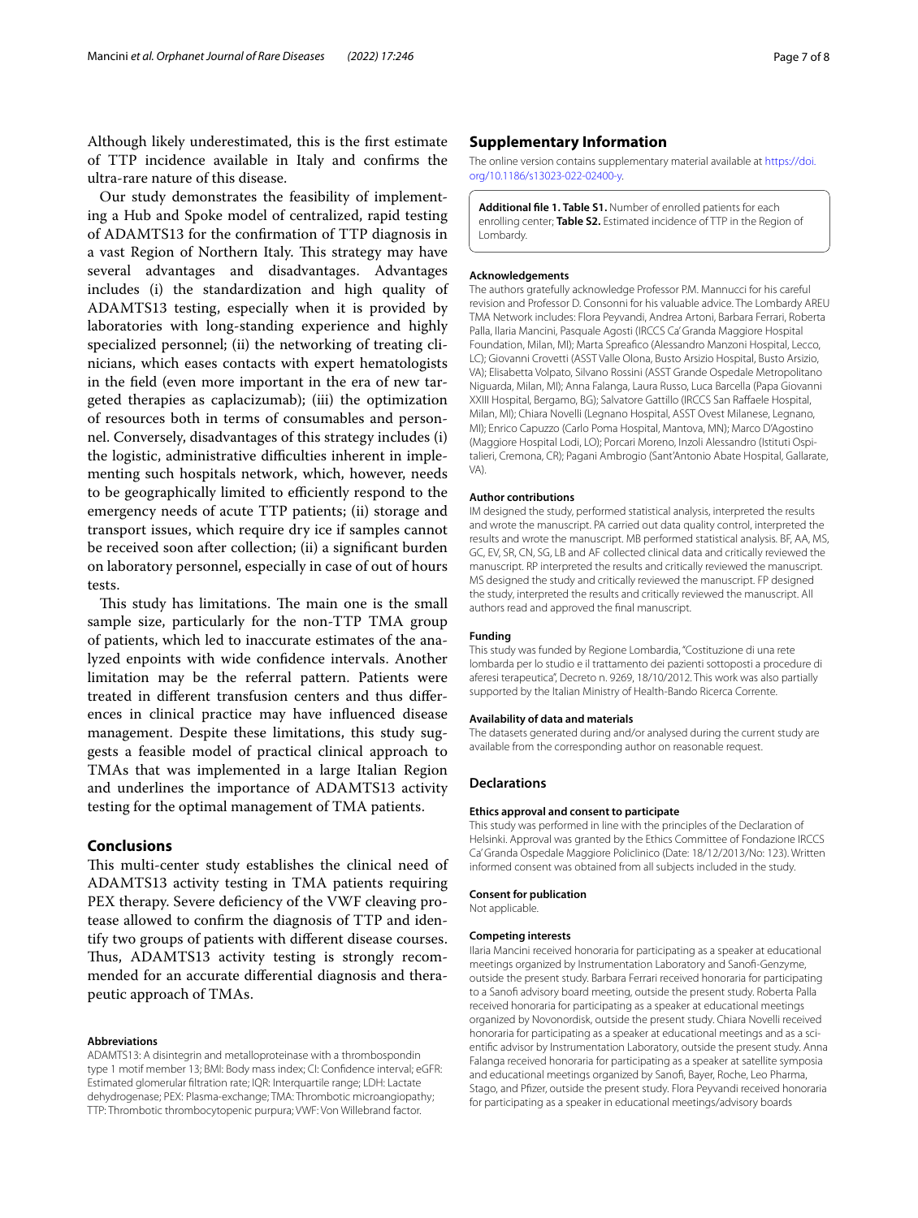Although likely underestimated, this is the first estimate of TTP incidence available in Italy and confirms the ultra-rare nature of this disease.

Our study demonstrates the feasibility of implementing a Hub and Spoke model of centralized, rapid testing of ADAMTS13 for the confirmation of TTP diagnosis in a vast Region of Northern Italy. This strategy may have several advantages and disadvantages. Advantages includes (i) the standardization and high quality of ADAMTS13 testing, especially when it is provided by laboratories with long-standing experience and highly specialized personnel; (ii) the networking of treating clinicians, which eases contacts with expert hematologists in the field (even more important in the era of new targeted therapies as caplacizumab); (iii) the optimization of resources both in terms of consumables and personnel. Conversely, disadvantages of this strategy includes (i) the logistic, administrative difficulties inherent in implementing such hospitals network, which, however, needs to be geographically limited to efficiently respond to the emergency needs of acute TTP patients; (ii) storage and transport issues, which require dry ice if samples cannot be received soon after collection; (ii) a significant burden on laboratory personnel, especially in case of out of hours tests.

This study has limitations. The main one is the small sample size, particularly for the non-TTP TMA group of patients, which led to inaccurate estimates of the analyzed enpoints with wide confidence intervals. Another limitation may be the referral pattern. Patients were treated in different transfusion centers and thus differences in clinical practice may have influenced disease management. Despite these limitations, this study suggests a feasible model of practical clinical approach to TMAs that was implemented in a large Italian Region and underlines the importance of ADAMTS13 activity testing for the optimal management of TMA patients.

## Conclusions

This multi-center study establishes the clinical need of ADAMTS13 activity testing in TMA patients requiring PEX therapy. Severe deficiency of the VWF cleaving protease allowed to confirm the diagnosis of TTP and identify two groups of patients with different disease courses. Thus, ADAMTS13 activity testing is strongly recommended for an accurate differential diagnosis and therapeutic approach of TMAs.

#### Abbreviations

ADAMTS13: A disintegrin and metalloproteinase with a thrombospondin type 1 motif member 13; BMI: Body mass index; CI: Confidence interval; eGFR: Estimated glomerular filtration rate; IQR: Interquartile range; LDH: Lactate dehydrogenase; PEX: Plasma-exchange; TMA: Thrombotic microangiopathy; TTP: Thrombotic thrombocytopenic purpura; VWF: Von Willebrand factor.

## Supplementary Information

The online version contains supplementary material available at https://doi.org/10.1186/s13023-022-02400-y.

**Additional file 1. Table S1.** Number of enrolled patients for each enrolling center; **Table S2.** Estimated incidence of TTP in the Region of Lombardy.

#### Acknowledgements

The authors gratefully acknowledge Professor P.M. Mannucci for his careful revision and Professor D. Consonni for his valuable advice. The Lombardy AREU TMA Network includes: Flora Peyvandi, Andrea Artoni, Barbara Ferrari, Roberta Palla, Ilaria Mancini, Pasquale Agosti (IRCCS Ca' Granda Maggiore Hospital Foundation, Milan, MI); Marta Spreafico (Alessandro Manzoni Hospital, Lecco, LC); Giovanni Crovetti (ASST Valle Olona, Busto Arsizio Hospital, Busto Arsizio, VA); Elisabetta Volpato, Silvano Rossini (ASST Grande Ospedale Metropolitano Niguarda, Milan, MI); Anna Falanga, Laura Russo, Luca Barcella (Papa Giovanni XXIII Hospital, Bergamo, BG); Salvatore Gattillo (IRCCS San Raffaele Hospital, Milan, MI); Chiara Novelli (Legnano Hospital, ASST Ovest Milanese, Legnano, MI); Enrico Capuzzo (Carlo Poma Hospital, Mantova, MN); Marco D'Agostino (Maggiore Hospital Lodi, LO); Porcari Moreno, Inzoli Alessandro (Istituti Ospitalieri, Cremona, CR); Pagani Ambrogio (Sant'Antonio Abate Hospital, Gallarate, VA).

#### Author contributions

IM designed the study, performed statistical analysis, interpreted the results and wrote the manuscript. PA carried out data quality control, interpreted the results and wrote the manuscript. MB performed statistical analysis. BF, AA, MS, GC, EV, SR, CN, SG, LB and AF collected clinical data and critically reviewed the manuscript. RP interpreted the results and critically reviewed the manuscript. MS designed the study and critically reviewed the manuscript. FP designed the study, interpreted the results and critically reviewed the manuscript. All authors read and approved the final manuscript.

#### Funding

This study was funded by Regione Lombardia, "Costituzione di una rete lombarda per lo studio e il trattamento dei pazienti sottoposti a procedure di aferesi terapeutica", Decreto n. 9269, 18/10/2012. This work was also partially supported by the Italian Ministry of Health-Bando Ricerca Corrente.

#### Availability of data and materials

The datasets generated during and/or analysed during the current study are available from the corresponding author on reasonable request.

## Declarations

#### Ethics approval and consent to participate

This study was performed in line with the principles of the Declaration of Helsinki. Approval was granted by the Ethics Committee of Fondazione IRCCS Ca' Granda Ospedale Maggiore Policlinico (Date: 18/12/2013/No: 123). Written informed consent was obtained from all subjects included in the study.

#### Consent for publication

Not applicable.

#### Competing interests

Ilaria Mancini received honoraria for participating as a speaker at educational meetings organized by Instrumentation Laboratory and Sanofi-Genzyme, outside the present study. Barbara Ferrari received honoraria for participating to a Sanofi advisory board meeting, outside the present study. Roberta Palla received honoraria for participating as a speaker at educational meetings organized by Novonordisk, outside the present study. Chiara Novelli received honoraria for participating as a speaker at educational meetings and as a scientific advisor by Instrumentation Laboratory, outside the present study. Anna Falanga received honoraria for participating as a speaker at satellite symposia and educational meetings organized by Sanofi, Bayer, Roche, Leo Pharma, Stago, and Pfizer, outside the present study. Flora Peyvandi received honoraria for participating as a speaker in educational meetings/advisory boards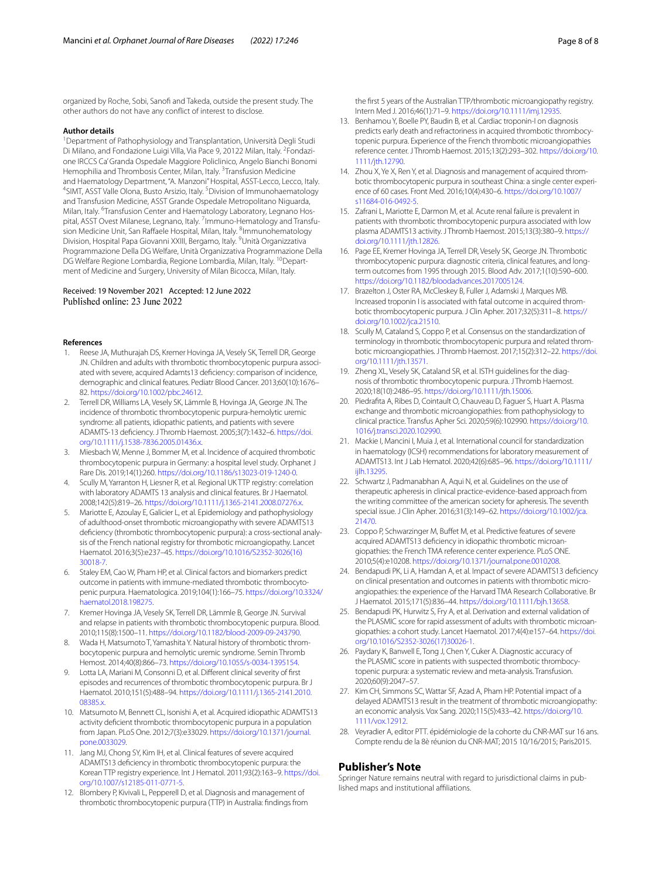organized by Roche, Sobi, Sanofi and Takeda, outside the present study. The other authors do not have any conflict of interest to disclose.

**Author details**

[1]Department of Pathophysiology and Transplantation, Università Degli Studi Di Milano, and Fondazione Luigi Villa, Via Pace 9, 20122 Milan, Italy. [2]Fondazione IRCCS Ca' Granda Ospedale Maggiore Policlinico, Angelo Bianchi Bonomi Hemophilia and Thrombosis Center, Milan, Italy. [3]Transfusion Medicine and Haematology Department, "A. Manzoni" Hospital, ASST-Lecco, Lecco, Italy. [4]SIMT, ASST Valle Olona, Busto Arsizio, Italy. [5]Division of Immunohaematology and Transfusion Medicine, ASST Grande Ospedale Metropolitano Niguarda, Milan, Italy. [6]Transfusion Center and Haematology Laboratory, Legnano Hospital, ASST Ovest Milanese, Legnano, Italy. [7]Immuno-Hematology and Transfusion Medicine Unit, San Raffaele Hospital, Milan, Italy. [8]Immunohematology Division, Hospital Papa Giovanni XXIII, Bergamo, Italy. [9]Unità Organizzativa Programmazione Della DG Welfare, Unità Organizzativa Programmazione Della DG Welfare Regione Lombardia, Regione Lombardia, Milan, Italy. [10]Department of Medicine and Surgery, University of Milan Bicocca, Milan, Italy.

Received: 19 November 2021 Accepted: 12 June 2022
Published online: 23 June 2022

## References

1. Reese JA, Muthurajah DS, Kremer Hovinga JA, Vesely SK, Terrell DR, George JN. Children and adults with thrombotic thrombocytopenic purpura associated with severe, acquired Adamts13 deficiency: comparison of incidence, demographic and clinical features. Pediatr Blood Cancer. 2013;60(10):1676–82. https://doi.org/10.1002/pbc.24612.
2. Terrell DR, Williams LA, Vesely SK, Lämmle B, Hovinga JA, George JN. The incidence of thrombotic thrombocytopenic purpura-hemolytic uremic syndrome: all patients, idiopathic patients, and patients with severe ADAMTS-13 deficiency. J Thromb Haemost. 2005;3(7):1432–6. https://doi.org/10.1111/j.1538-7836.2005.01436.x.
3. Miesbach W, Menne J, Bommer M, et al. Incidence of acquired thrombotic thrombocytopenic purpura in Germany: a hospital level study. Orphanet J Rare Dis. 2019;14(1):260. https://doi.org/10.1186/s13023-019-1240-0.
4. Scully M, Yarranton H, Liesner R, et al. Regional UK TTP registry: correlation with laboratory ADAMTS 13 analysis and clinical features. Br J Haematol. 2008;142(5):819–26. https://doi.org/10.1111/j.1365-2141.2008.07276.x.
5. Mariotte E, Azoulay E, Galicier L, et al. Epidemiology and pathophysiology of adulthood-onset thrombotic microangiopathy with severe ADAMTS13 deficiency (thrombotic thrombocytopenic purpura): a cross-sectional analysis of the French national registry for thrombotic microangiopathy. Lancet Haematol. 2016;3(5):e237–45. https://doi.org/10.1016/S2352-3026(16)30018-7.
6. Staley EM, Cao W, Pham HP, et al. Clinical factors and biomarkers predict outcome in patients with immune-mediated thrombotic thrombocytopenic purpura. Haematologica. 2019;104(1):166–75. https://doi.org/10.3324/haematol.2018.198275.
7. Kremer Hovinga JA, Vesely SK, Terrell DR, Lämmle B, George JN. Survival and relapse in patients with thrombotic thrombocytopenic purpura. Blood. 2010;115(8):1500–11. https://doi.org/10.1182/blood-2009-09-243790.
8. Wada H, Matsumoto T, Yamashita Y. Natural history of thrombotic thrombocytopenic purpura and hemolytic uremic syndrome. Semin Thromb Hemost. 2014;40(8):866–73. https://doi.org/10.1055/s-0034-1395154.
9. Lotta LA, Mariani M, Consonni D, et al. Different clinical severity of first episodes and recurrences of thrombotic thrombocytopenic purpura. Br J Haematol. 2010;151(5):488–94. https://doi.org/10.1111/j.1365-2141.2010.08385.x.
10. Matsumoto M, Bennett CL, Isonishi A, et al. Acquired idiopathic ADAMTS13 activity deficient thrombotic thrombocytopenic purpura in a population from Japan. PLoS One. 2012;7(3):e33029. https://doi.org/10.1371/journal.pone.0033029.
11. Jang MJ, Chong SY, Kim IH, et al. Clinical features of severe acquired ADAMTS13 deficiency in thrombotic thrombocytopenic purpura: the Korean TTP registry experience. Int J Hematol. 2011;93(2):163–9. https://doi.org/10.1007/s12185-011-0771-5.
12. Blombery P, Kivivali L, Pepperell D, et al. Diagnosis and management of thrombotic thrombocytopenic purpura (TTP) in Australia: findings from the first 5 years of the Australian TTP/thrombotic microangiopathy registry. Intern Med J. 2016;46(1):71–9. https://doi.org/10.1111/imj.12935.
13. Benhamou Y, Boelle PY, Baudin B, et al. Cardiac troponin-I on diagnosis predicts early death and refractoriness in acquired thrombotic thrombocytopenic purpura. Experience of the French thrombotic microangiopathies reference center. J Thromb Haemost. 2015;13(2):293–302. https://doi.org/10.1111/jth.12790.
14. Zhou X, Ye X, Ren Y, et al. Diagnosis and management of acquired thrombotic thrombocytopenic purpura in southeast China: a single center experience of 60 cases. Front Med. 2016;10(4):430–6. https://doi.org/10.1007/s11684-016-0492-5.
15. Zafrani L, Mariotte E, Darmon M, et al. Acute renal failure is prevalent in patients with thrombotic thrombocytopenic purpura associated with low plasma ADAMTS13 activity. J Thromb Haemost. 2015;13(3):380–9. https://doi.org/10.1111/jth.12826.
16. Page EE, Kremer Hovinga JA, Terrell DR, Vesely SK, George JN. Thrombotic thrombocytopenic purpura: diagnostic criteria, clinical features, and long-term outcomes from 1995 through 2015. Blood Adv. 2017;1(10):590–600. https://doi.org/10.1182/bloodadvances.2017005124.
17. Brazelton J, Oster RA, McCleskey B, Fuller J, Adamski J, Marques MB. Increased troponin I is associated with fatal outcome in acquired thrombotic thrombocytopenic purpura. J Clin Apher. 2017;32(5):311–8. https://doi.org/10.1002/jca.21510.
18. Scully M, Cataland S, Coppo P, et al. Consensus on the standardization of terminology in thrombotic thrombocytopenic purpura and related thrombotic microangiopathies. J Thromb Haemost. 2017;15(2):312–22. https://doi.org/10.1111/jth.13571.
19. Zheng XL, Vesely SK, Cataland SR, et al. ISTH guidelines for the diagnosis of thrombotic thrombocytopenic purpura. J Thromb Haemost. 2020;18(10):2486–95. https://doi.org/10.1111/jth.15006.
20. Piedrafita A, Ribes D, Cointault O, Chauveau D, Faguer S, Huart A. Plasma exchange and thrombotic microangiopathies: from pathophysiology to clinical practice. Transfus Apher Sci. 2020;59(6):102990. https://doi.org/10.1016/j.transci.2020.102990.
21. Mackie I, Mancini I, Muia J, et al. International council for standardization in haematology (ICSH) recommendations for laboratory measurement of ADAMTS13. Int J Lab Hematol. 2020;42(6):685–96. https://doi.org/10.1111/ijlh.13295.
22. Schwartz J, Padmanabhan A, Aqui N, et al. Guidelines on the use of therapeutic apheresis in clinical practice-evidence-based approach from the writing committee of the american society for apheresis. The seventh special issue. J Clin Apher. 2016;31(3):149–62. https://doi.org/10.1002/jca.21470.
23. Coppo P, Schwarzinger M, Buffet M, et al. Predictive features of severe acquired ADAMTS13 deficiency in idiopathic thrombotic microangiopathies: the French TMA reference center experience. PLoS ONE. 2010;5(4):e10208. https://doi.org/10.1371/journal.pone.0010208.
24. Bendapudi PK, Li A, Hamdan A, et al. Impact of severe ADAMTS13 deficiency on clinical presentation and outcomes in patients with thrombotic microangiopathies: the experience of the Harvard TMA Research Collaborative. Br J Haematol. 2015;171(5):836–44. https://doi.org/10.1111/bjh.13658.
25. Bendapudi PK, Hurwitz S, Fry A, et al. Derivation and external validation of the PLASMIC score for rapid assessment of adults with thrombotic microangiopathies: a cohort study. Lancet Haematol. 2017;4(4):e157–64. https://doi.org/10.1016/S2352-3026(17)30026-1.
26. Paydary K, Banwell E, Tong J, Chen Y, Cuker A. Diagnostic accuracy of the PLASMIC score in patients with suspected thrombotic thrombocytopenic purpura: a systematic review and meta-analysis. Transfusion. 2020;60(9):2047–57.
27. Kim CH, Simmons SC, Wattar SF, Azad A, Pham HP. Potential impact of a delayed ADAMTS13 result in the treatment of thrombotic microangiopathy: an economic analysis. Vox Sang. 2020;115(5):433–42. https://doi.org/10.1111/vox.12912.
28. Veyradier A, editor PTT. épidémiologie de la cohorte du CNR-MAT sur 16 ans. Compte rendu de la 8è réunion du CNR-MAT; 2015 10/16/2015; Paris2015.

## Publisher's Note

Springer Nature remains neutral with regard to jurisdictional claims in published maps and institutional affiliations.